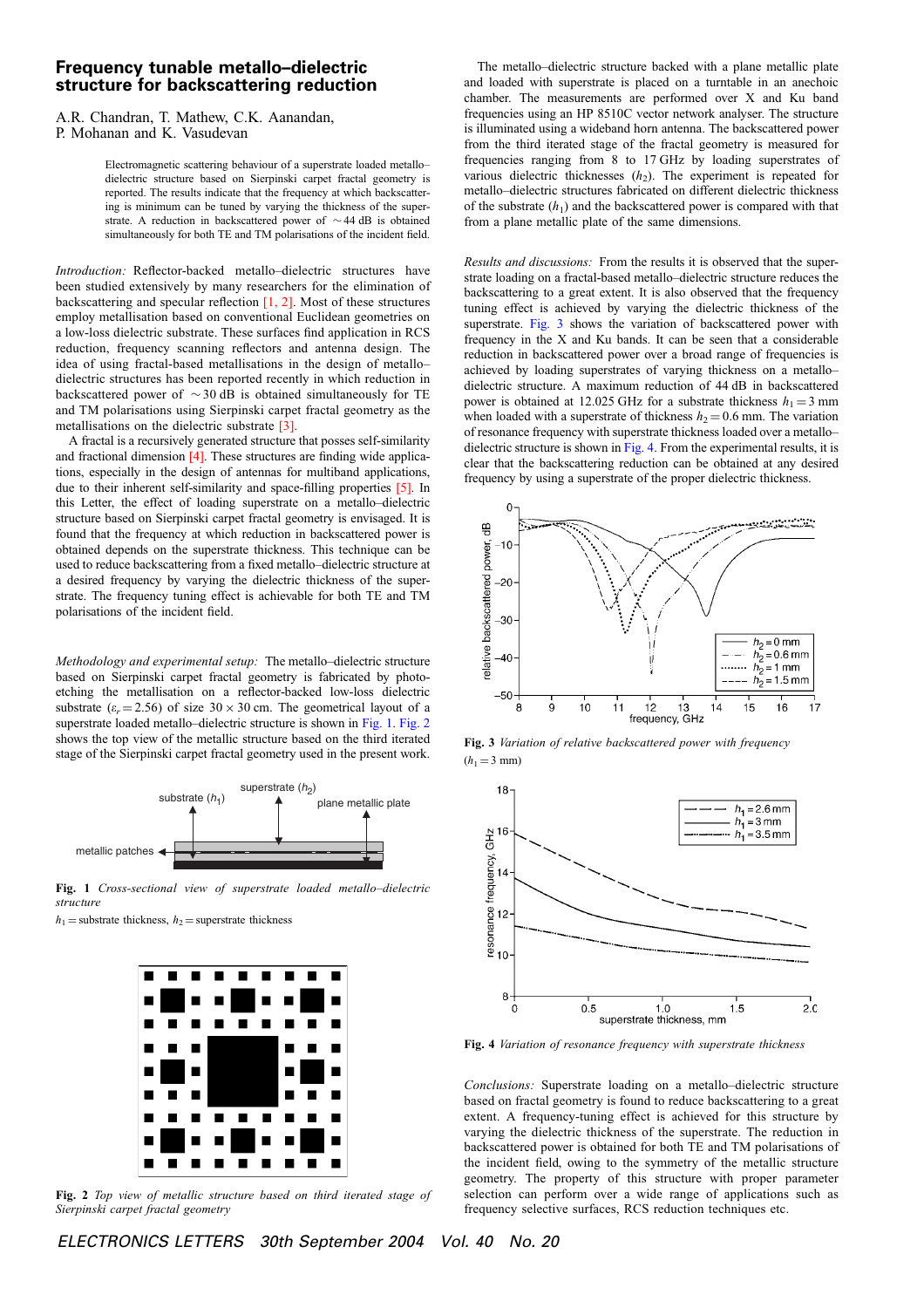# Frequency tunable metallo–dielectric structure for backscattering reduction

A.R. Chandran, T. Mathew, C.K. Aanandan, P. Mohanan and K. Vasudevan

Electromagnetic scattering behaviour of a superstrate loaded metallo–dielectric structure based on Sierpinski carpet fractal geometry is reported. The results indicate that the frequency at which backscattering is minimum can be tuned by varying the thickness of the superstrate. A reduction in backscattered power of ~44 dB is obtained simultaneously for both TE and TM polarisations of the incident field.

*Introduction:* Reflector-backed metallo–dielectric structures have been studied extensively by many researchers for the elimination of backscattering and specular reflection [1, 2]. Most of these structures employ metallisation based on conventional Euclidean geometries on a low-loss dielectric substrate. These surfaces find application in RCS reduction, frequency scanning reflectors and antenna design. The idea of using fractal-based metallisations in the design of metallo–dielectric structures has been reported recently in which reduction in backscattered power of ~30 dB is obtained simultaneously for TE and TM polarisations using Sierpinski carpet fractal geometry as the metallisations on the dielectric substrate [3].

A fractal is a recursively generated structure that posses self-similarity and fractional dimension [4]. These structures are finding wide applications, especially in the design of antennas for multiband applications, due to their inherent self-similarity and space-filling properties [5]. In this Letter, the effect of loading superstrate on a metallo–dielectric structure based on Sierpinski carpet fractal geometry is envisaged. It is found that the frequency at which reduction in backscattered power is obtained depends on the superstrate thickness. This technique can be used to reduce backscattering from a fixed metallo–dielectric structure at a desired frequency by varying the dielectric thickness of the superstrate. The frequency tuning effect is achievable for both TE and TM polarisations of the incident field.

*Methodology and experimental setup:* The metallo–dielectric structure based on Sierpinski carpet fractal geometry is fabricated by photo-etching the metallisation on a reflector-backed low-loss dielectric substrate ($\varepsilon_r = 2.56$) of size $30 \times 30$ cm. The geometrical layout of a superstrate loaded metallo–dielectric structure is shown in Fig. 1. Fig. 2 shows the top view of the metallic structure based on the third iterated stage of the Sierpinski carpet fractal geometry used in the present work.

**Fig. 1** *Cross-sectional view of superstrate loaded metallo–dielectric structure*

$h_1$ = substrate thickness, $h_2$ = superstrate thickness

**Fig. 2** *Top view of metallic structure based on third iterated stage of Sierpinski carpet fractal geometry*

The metallo–dielectric structure backed with a plane metallic plate and loaded with superstrate is placed on a turntable in an anechoic chamber. The measurements are performed over X and Ku band frequencies using an HP 8510C vector network analyser. The structure is illuminated using a wideband horn antenna. The backscattered power from the third iterated stage of the fractal geometry is measured for frequencies ranging from 8 to 17 GHz by loading superstrates of various dielectric thicknesses ($h_2$). The experiment is repeated for metallo–dielectric structures fabricated on different dielectric thickness of the substrate ($h_1$) and the backscattered power is compared with that from a plane metallic plate of the same dimensions.

*Results and discussions:* From the results it is observed that the superstrate loading on a fractal-based metallo–dielectric structure reduces the backscattering to a great extent. It is also observed that the frequency tuning effect is achieved by varying the dielectric thickness of the superstrate. Fig. 3 shows the variation of backscattered power with frequency in the X and Ku bands. It can be seen that a considerable reduction in backscattered power over a broad range of frequencies is achieved by loading superstrates of varying thickness on a metallo–dielectric structure. A maximum reduction of 44 dB in backscattered power is obtained at 12.025 GHz for a substrate thickness $h_1 = 3$ mm when loaded with a superstrate of thickness $h_2 = 0.6$ mm. The variation of resonance frequency with superstrate thickness loaded over a metallo–dielectric structure is shown in Fig. 4. From the experimental results, it is clear that the backscattering reduction can be obtained at any desired frequency by using a superstrate of the proper dielectric thickness.

**Fig. 3** *Variation of relative backscattered power with frequency*

($h_1 = 3$ mm)

**Fig. 4** *Variation of resonance frequency with superstrate thickness*

*Conclusions:* Superstrate loading on a metallo–dielectric structure based on fractal geometry is found to reduce backscattering to a great extent. A frequency-tuning effect is achieved for this structure by varying the dielectric thickness of the superstrate. The reduction in backscattered power is obtained for both TE and TM polarisations of the incident field, owing to the symmetry of the metallic structure geometry. The property of this structure with proper parameter selection can perform over a wide range of applications such as frequency selective surfaces, RCS reduction techniques etc.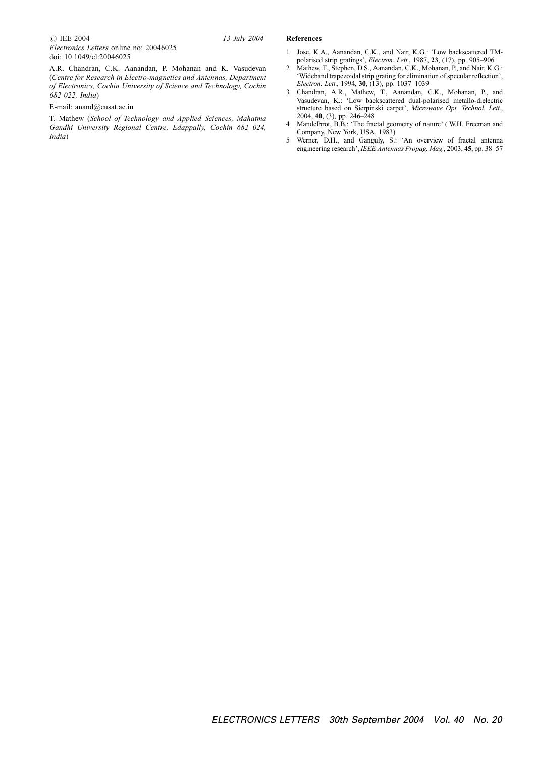© IEE 2004 *13 July 2004*

*Electronics Letters* online no: 20046025

doi: 10.1049/el:20046025

A.R. Chandran, C.K. Aanandan, P. Mohanan and K. Vasudevan (*Centre for Research in Electro-magnetics and Antennas, Department of Electronics, Cochin University of Science and Technology, Cochin 682 022, India*)

E-mail: anand@cusat.ac.in

T. Mathew (*School of Technology and Applied Sciences, Mahatma Gandhi University Regional Centre, Edappally, Cochin 682 024, India*)

## References

1. Jose, K.A., Aanandan, C.K., and Nair, K.G.: 'Low backscattered TM-polarised strip gratings', *Electron. Lett.*, 1987, **23**, (17), pp. 905–906
2. Mathew, T., Stephen, D.S., Aanandan, C.K., Mohanan, P., and Nair, K.G.: 'Wideband trapezoidal strip grating for elimination of specular reflection', *Electron. Lett.*, 1994, **30**, (13), pp. 1037–1039
3. Chandran, A.R., Mathew, T., Aanandan, C.K., Mohanan, P., and Vasudevan, K.: 'Low backscattered dual-polarised metallo-dielectric structure based on Sierpinski carpet', *Microwave Opt. Technol. Lett.*, 2004, **40**, (3), pp. 246–248
4. Mandelbrot, B.B.: 'The fractal geometry of nature' ( W.H. Freeman and Company, New York, USA, 1983)
5. Werner, D.H., and Ganguly, S.: 'An overview of fractal antenna engineering research', *IEEE Antennas Propag. Mag.*, 2003, **45**, pp. 38–57